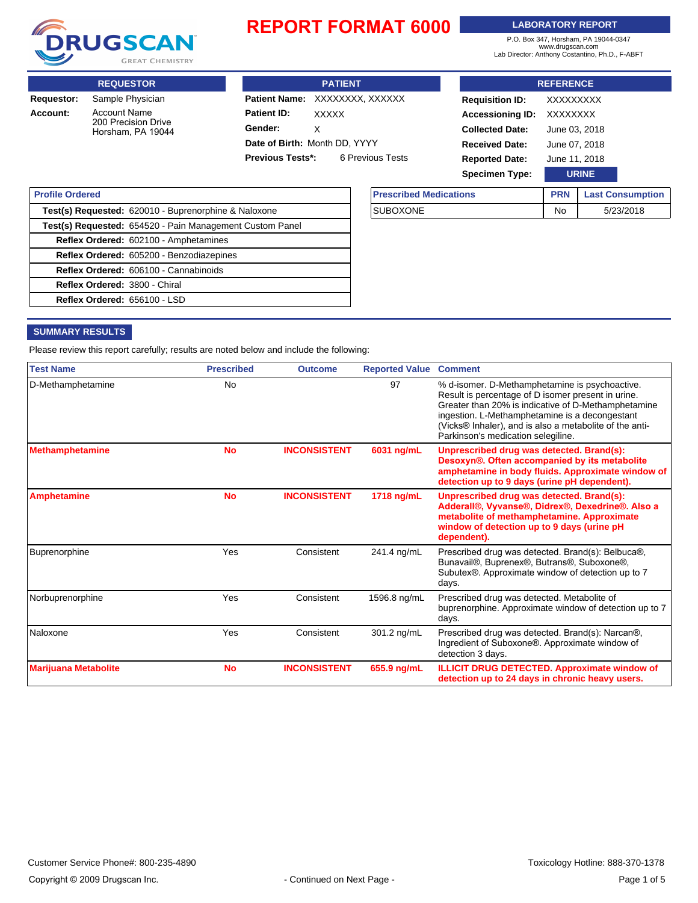**DRUGSCAN** GREAT CHEMISTRY

# REPORT FORMAT 6000

**LABORATORY REPORT**

P.O. Box 347, Horsham, PA 19044-0347
www.drugscan.com
Lab Director: Anthony Costantino, Ph.D., F-ABFT

## REQUESTOR

**Requestor:** Sample Physician
**Account:** Account Name
200 Precision Drive
Horsham, PA 19044

## PATIENT

**Patient Name:** XXXXXXXX, XXXXXX
**Patient ID:** XXXXX
**Gender:** X
**Date of Birth:** Month DD, YYYY
**Previous Tests*:** 6 Previous Tests

## REFERENCE

**Requisition ID:** XXXXXXXXX
**Accessioning ID:** XXXXXXXX
**Collected Date:** June 03, 2018
**Received Date:** June 07, 2018
**Reported Date:** June 11, 2018
**Specimen Type:** URINE

| Profile Ordered |
|---|
| **Test(s) Requested:** 620010 - Buprenorphine & Naloxone |
| **Test(s) Requested:** 654520 - Pain Management Custom Panel |
| **Reflex Ordered:** 602100 - Amphetamines |
| **Reflex Ordered:** 605200 - Benzodiazepines |
| **Reflex Ordered:** 606100 - Cannabinoids |
| **Reflex Ordered:** 3800 - Chiral |
| **Reflex Ordered:** 656100 - LSD |

| Prescribed Medications | PRN | Last Consumption |
|---|---|---|
| SUBOXONE | No | 5/23/2018 |

## SUMMARY RESULTS

Please review this report carefully; results are noted below and include the following:

| Test Name | Prescribed | Outcome | Reported Value | Comment |
|---|---|---|---|---|
| D-Methamphetamine | No | | 97 | % d-isomer. D-Methamphetamine is psychoactive. Result is percentage of D isomer present in urine. Greater than 20% is indicative of D-Methamphetamine ingestion. L-Methamphetamine is a decongestant (Vicks® Inhaler), and is also a metabolite of the anti-Parkinson's medication selegiline. |
| **Methamphetamine** | **No** | **INCONSISTENT** | **6031 ng/mL** | **Unprescribed drug was detected. Brand(s): Desoxyn®. Often accompanied by its metabolite amphetamine in body fluids. Approximate window of detection up to 9 days (urine pH dependent).** |
| **Amphetamine** | **No** | **INCONSISTENT** | **1718 ng/mL** | **Unprescribed drug was detected. Brand(s): Adderall®, Vyvanse®, Didrex®, Dexedrine®. Also a metabolite of methamphetamine. Approximate window of detection up to 9 days (urine pH dependent).** |
| Buprenorphine | Yes | Consistent | 241.4 ng/mL | Prescribed drug was detected. Brand(s): Belbuca®, Bunavail®, Buprenex®, Butrans®, Suboxone®, Subutex®. Approximate window of detection up to 7 days. |
| Norbuprenorphine | Yes | Consistent | 1596.8 ng/mL | Prescribed drug was detected. Metabolite of buprenorphine. Approximate window of detection up to 7 days. |
| Naloxone | Yes | Consistent | 301.2 ng/mL | Prescribed drug was detected. Brand(s): Narcan®, Ingredient of Suboxone®. Approximate window of detection 3 days. |
| **Marijuana Metabolite** | **No** | **INCONSISTENT** | **655.9 ng/mL** | **ILLICIT DRUG DETECTED. Approximate window of detection up to 24 days in chronic heavy users.** |

Customer Service Phone#: 800-235-4890
Toxicology Hotline: 888-370-1378
Copyright © 2009 Drugscan Inc.
- Continued on Next Page -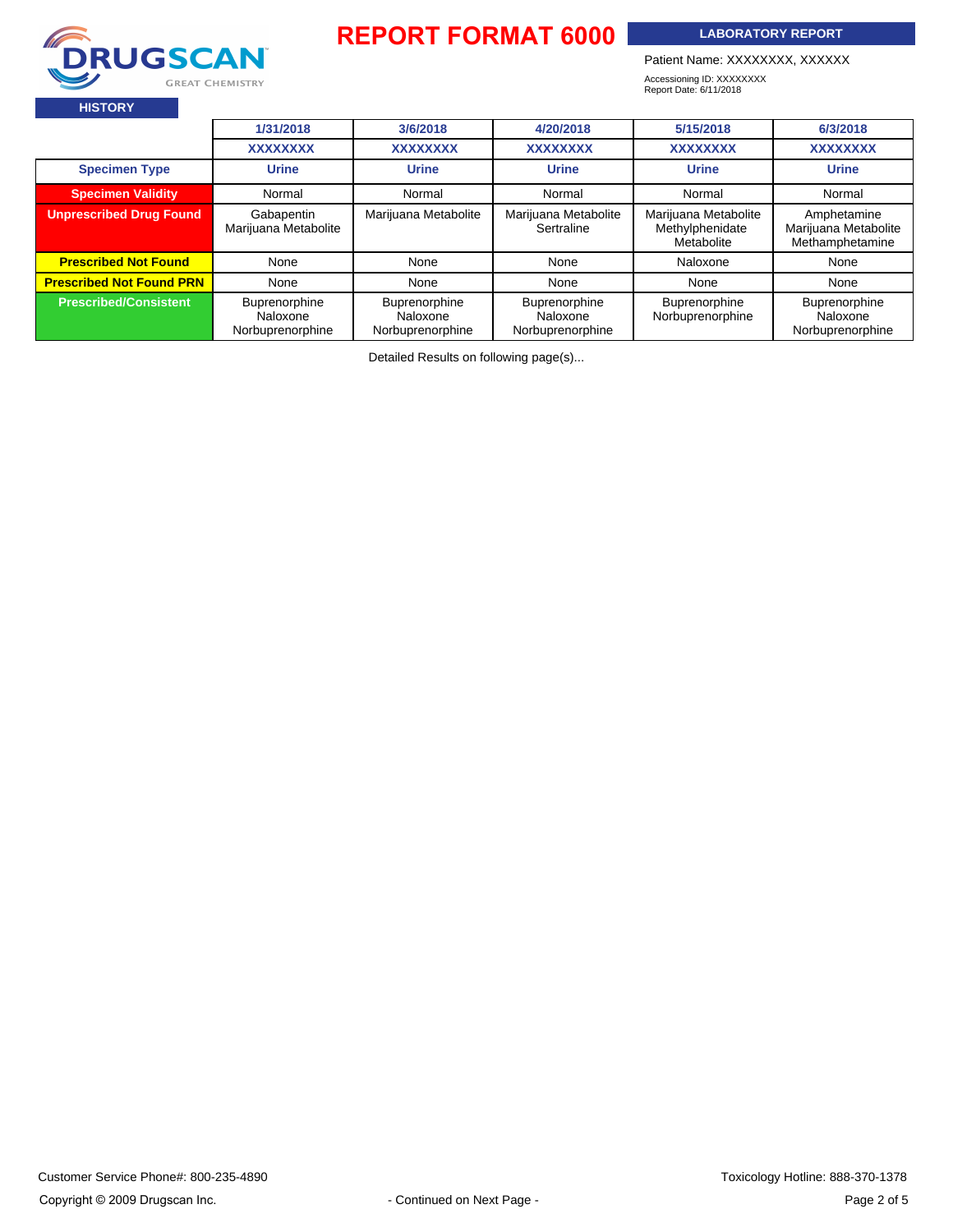**REPORT FORMAT 6000**

**LABORATORY REPORT**

Patient Name: XXXXXXXX, XXXXXX

Accessioning ID: XXXXXXXX
Report Date: 6/11/2018

**HISTORY**

| | 1/31/2018 | 3/6/2018 | 4/20/2018 | 5/15/2018 | 6/3/2018 |
|---|---|---|---|---|---|
| | XXXXXXXX | XXXXXXXX | XXXXXXXX | XXXXXXXX | XXXXXXXX |
| **Specimen Type** | Urine | Urine | Urine | Urine | Urine |
| **Specimen Validity** | Normal | Normal | Normal | Normal | Normal |
| **Unprescribed Drug Found** | Gabapentin<br>Marijuana Metabolite | Marijuana Metabolite | Marijuana Metabolite<br>Sertraline | Marijuana Metabolite<br>Methylphenidate Metabolite | Amphetamine<br>Marijuana Metabolite<br>Methamphetamine |
| **Prescribed Not Found** | None | None | None | Naloxone | None |
| **Prescribed Not Found PRN** | None | None | None | None | None |
| **Prescribed/Consistent** | Buprenorphine<br>Naloxone<br>Norbuprenorphine | Buprenorphine<br>Naloxone<br>Norbuprenorphine | Buprenorphine<br>Naloxone<br>Norbuprenorphine | Buprenorphine<br>Norbuprenorphine | Buprenorphine<br>Naloxone<br>Norbuprenorphine |

Detailed Results on following page(s)...

Customer Service Phone#: 800-235-4890

Toxicology Hotline: 888-370-1378

Copyright © 2009 Drugscan Inc.

- Continued on Next Page -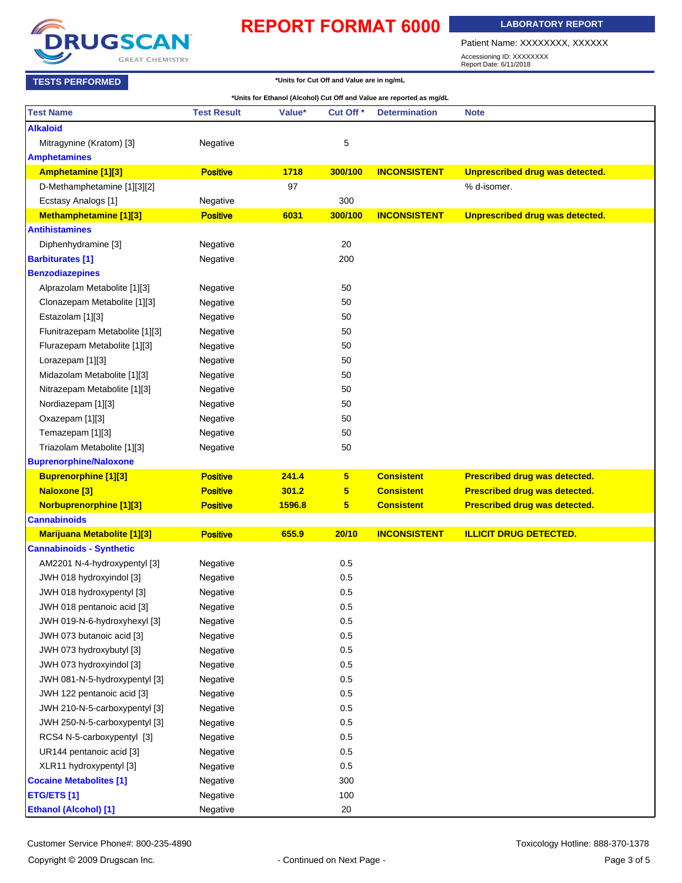# DRUGSCAN

GREAT CHEMISTRY

## REPORT FORMAT 6000

**LABORATORY REPORT**

Patient Name: XXXXXXXX, XXXXXX

Accessioning ID: XXXXXXXX
Report Date: 6/11/2018

**TESTS PERFORMED**

*Units for Cut Off and Value are in ng/mL

*Units for Ethanol (Alcohol) Cut Off and Value are reported as mg/dL

| Test Name | Test Result | Value* | Cut Off * | Determination | Note |
|---|---|---|---|---|---|
| **Alkaloid** | | | | | |
| Mitragynine (Kratom) [3] | Negative | | 5 | | |
| **Amphetamines** | | | | | |
| **Amphetamine [1][3]** | **Positive** | **1718** | **300/100** | **INCONSISTENT** | **Unprescribed drug was detected.** |
| D-Methamphetamine [1][3][2] | | 97 | | | % d-isomer. |
| Ecstasy Analogs [1] | Negative | | 300 | | |
| **Methamphetamine [1][3]** | **Positive** | **6031** | **300/100** | **INCONSISTENT** | **Unprescribed drug was detected.** |
| **Antihistamines** | | | | | |
| Diphenhydramine [3] | Negative | | 20 | | |
| **Barbiturates [1]** | Negative | | 200 | | |
| **Benzodiazepines** | | | | | |
| Alprazolam Metabolite [1][3] | Negative | | 50 | | |
| Clonazepam Metabolite [1][3] | Negative | | 50 | | |
| Estazolam [1][3] | Negative | | 50 | | |
| Flunitrazepam Metabolite [1][3] | Negative | | 50 | | |
| Flurazepam Metabolite [1][3] | Negative | | 50 | | |
| Lorazepam [1][3] | Negative | | 50 | | |
| Midazolam Metabolite [1][3] | Negative | | 50 | | |
| Nitrazepam Metabolite [1][3] | Negative | | 50 | | |
| Nordiazepam [1][3] | Negative | | 50 | | |
| Oxazepam [1][3] | Negative | | 50 | | |
| Temazepam [1][3] | Negative | | 50 | | |
| Triazolam Metabolite [1][3] | Negative | | 50 | | |
| **Buprenorphine/Naloxone** | | | | | |
| **Buprenorphine [1][3]** | **Positive** | **241.4** | **5** | **Consistent** | **Prescribed drug was detected.** |
| **Naloxone [3]** | **Positive** | **301.2** | **5** | **Consistent** | **Prescribed drug was detected.** |
| **Norbuprenorphine [1][3]** | **Positive** | **1596.8** | **5** | **Consistent** | **Prescribed drug was detected.** |
| **Cannabinoids** | | | | | |
| **Marijuana Metabolite [1][3]** | **Positive** | **655.9** | **20/10** | **INCONSISTENT** | **ILLICIT DRUG DETECTED.** |
| **Cannabinoids - Synthetic** | | | | | |
| AM2201 N-4-hydroxypentyl [3] | Negative | | 0.5 | | |
| JWH 018 hydroxyindol [3] | Negative | | 0.5 | | |
| JWH 018 hydroxypentyl [3] | Negative | | 0.5 | | |
| JWH 018 pentanoic acid [3] | Negative | | 0.5 | | |
| JWH 019-N-6-hydroxyhexyl [3] | Negative | | 0.5 | | |
| JWH 073 butanoic acid [3] | Negative | | 0.5 | | |
| JWH 073 hydroxybutyl [3] | Negative | | 0.5 | | |
| JWH 073 hydroxyindol [3] | Negative | | 0.5 | | |
| JWH 081-N-5-hydroxypentyl [3] | Negative | | 0.5 | | |
| JWH 122 pentanoic acid [3] | Negative | | 0.5 | | |
| JWH 210-N-5-carboxypentyl [3] | Negative | | 0.5 | | |
| JWH 250-N-5-carboxypentyl [3] | Negative | | 0.5 | | |
| RCS4 N-5-carboxypentyl [3] | Negative | | 0.5 | | |
| UR144 pentanoic acid [3] | Negative | | 0.5 | | |
| XLR11 hydroxypentyl [3] | Negative | | 0.5 | | |
| **Cocaine Metabolites [1]** | Negative | | 300 | | |
| **ETG/ETS [1]** | Negative | | 100 | | |
| **Ethanol (Alcohol) [1]** | Negative | | 20 | | |

Customer Service Phone#: 800-235-4890

Toxicology Hotline: 888-370-1378

Copyright © 2009 Drugscan Inc.

- Continued on Next Page -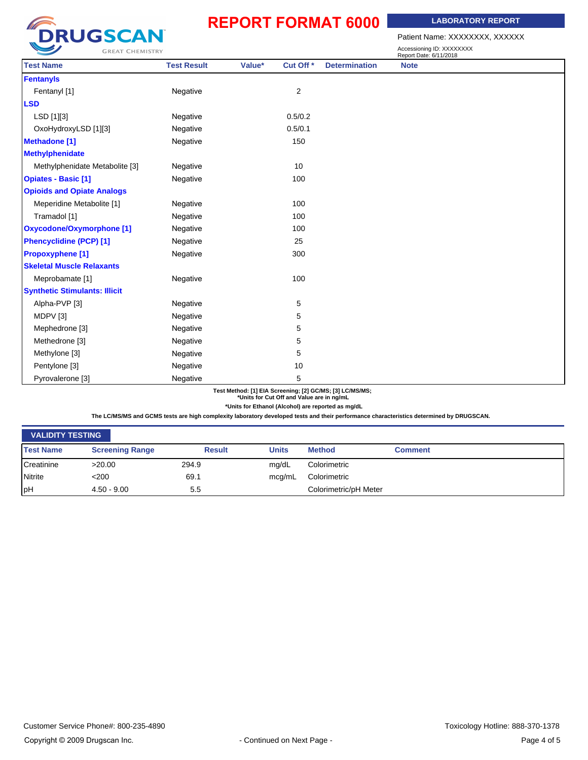# REPORT FORMAT 6000

**LABORATORY REPORT**

Patient Name: XXXXXXXX, XXXXXX

Accessioning ID: XXXXXXXX
Report Date: 6/11/2018

| Test Name | Test Result | Value* | Cut Off * | Determination | Note |
|---|---|---|---|---|---|
| **Fentanyls** | | | | | |
| Fentanyl [1] | Negative | | 2 | | |
| **LSD** | | | | | |
| LSD [1][3] | Negative | | 0.5/0.2 | | |
| OxoHydroxyLSD [1][3] | Negative | | 0.5/0.1 | | |
| **Methadone [1]** | Negative | | 150 | | |
| **Methylphenidate** | | | | | |
| Methylphenidate Metabolite [3] | Negative | | 10 | | |
| **Opiates - Basic [1]** | Negative | | 100 | | |
| **Opioids and Opiate Analogs** | | | | | |
| Meperidine Metabolite [1] | Negative | | 100 | | |
| Tramadol [1] | Negative | | 100 | | |
| **Oxycodone/Oxymorphone [1]** | Negative | | 100 | | |
| **Phencyclidine (PCP) [1]** | Negative | | 25 | | |
| **Propoxyphene [1]** | Negative | | 300 | | |
| **Skeletal Muscle Relaxants** | | | | | |
| Meprobamate [1] | Negative | | 100 | | |
| **Synthetic Stimulants: Illicit** | | | | | |
| Alpha-PVP [3] | Negative | | 5 | | |
| MDPV [3] | Negative | | 5 | | |
| Mephedrone [3] | Negative | | 5 | | |
| Methedrone [3] | Negative | | 5 | | |
| Methylone [3] | Negative | | 5 | | |
| Pentylone [3] | Negative | | 10 | | |
| Pyrovalerone [3] | Negative | | 5 | | |

**Test Method: [1] EIA Screening; [2] GC/MS; [3] LC/MS/MS;**
***Units for Cut Off and Value are in ng/mL**

***Units for Ethanol (Alcohol) are reported as mg/dL**

**The LC/MS/MS and GCMS tests are high complexity laboratory developed tests and their performance characteristics determined by DRUGSCAN.**

## VALIDITY TESTING

| Test Name | Screening Range | Result | Units | Method | Comment |
|---|---|---|---|---|---|
| Creatinine | >20.00 | 294.9 | mg/dL | Colorimetric | |
| Nitrite | <200 | 69.1 | mcg/mL | Colorimetric | |
| pH | 4.50 - 9.00 | 5.5 | | Colorimetric/pH Meter | |

Customer Service Phone#: 800-235-4890

Toxicology Hotline: 888-370-1378

Copyright © 2009 Drugscan Inc.

- Continued on Next Page -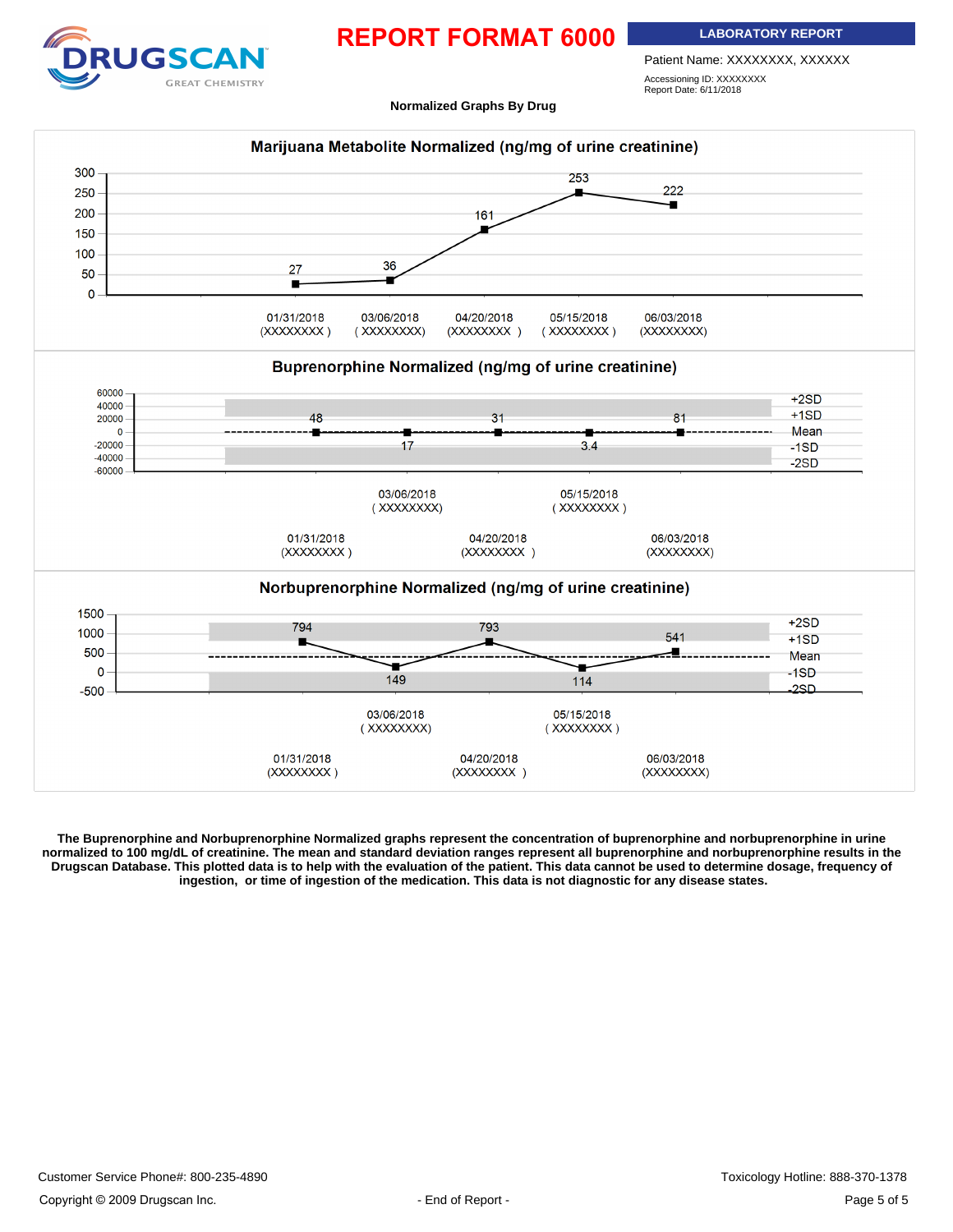**DRUGSCAN**
GREAT CHEMISTRY

# REPORT FORMAT 6000

**LABORATORY REPORT**

Patient Name: XXXXXXXX, XXXXXX

Accessioning ID: XXXXXXXX
Report Date: 6/11/2018

**Normalized Graphs By Drug**

## Marijuana Metabolite Normalized (ng/mg of urine creatinine)

300
250
200
150
100
50
0

27
36
161
253
222

01/31/2018 (XXXXXXXX )
03/06/2018 ( XXXXXXXX)
04/20/2018 (XXXXXXXX )
05/15/2018 ( XXXXXXXX )
06/03/2018 (XXXXXXXX)

## Buprenorphine Normalized (ng/mg of urine creatinine)

60000
40000
20000
0
-20000
-40000
-60000

+2SD
+1SD
Mean
-1SD
-2SD

48
17
31
3.4
81

03/06/2018 ( XXXXXXXX)
05/15/2018 ( XXXXXXXX )
01/31/2018 (XXXXXXXX )
04/20/2018 (XXXXXXXX )
06/03/2018 (XXXXXXXX)

## Norbuprenorphine Normalized (ng/mg of urine creatinine)

1500
1000
500
0
-500

+2SD
+1SD
Mean
-1SD
-2SD

794
149
793
114
541

03/06/2018 ( XXXXXXXX)
05/15/2018 ( XXXXXXXX )
01/31/2018 (XXXXXXXX )
04/20/2018 (XXXXXXXX )
06/03/2018 (XXXXXXXX)

**The Buprenorphine and Norbuprenorphine Normalized graphs represent the concentration of buprenorphine and norbuprenorphine in urine normalized to 100 mg/dL of creatinine. The mean and standard deviation ranges represent all buprenorphine and norbuprenorphine results in the Drugscan Database. This plotted data is to help with the evaluation of the patient. This data cannot be used to determine dosage, frequency of ingestion, or time of ingestion of the medication. This data is not diagnostic for any disease states.**

Customer Service Phone#: 800-235-4890

Toxicology Hotline: 888-370-1378

Copyright © 2009 Drugscan Inc.

- End of Report -